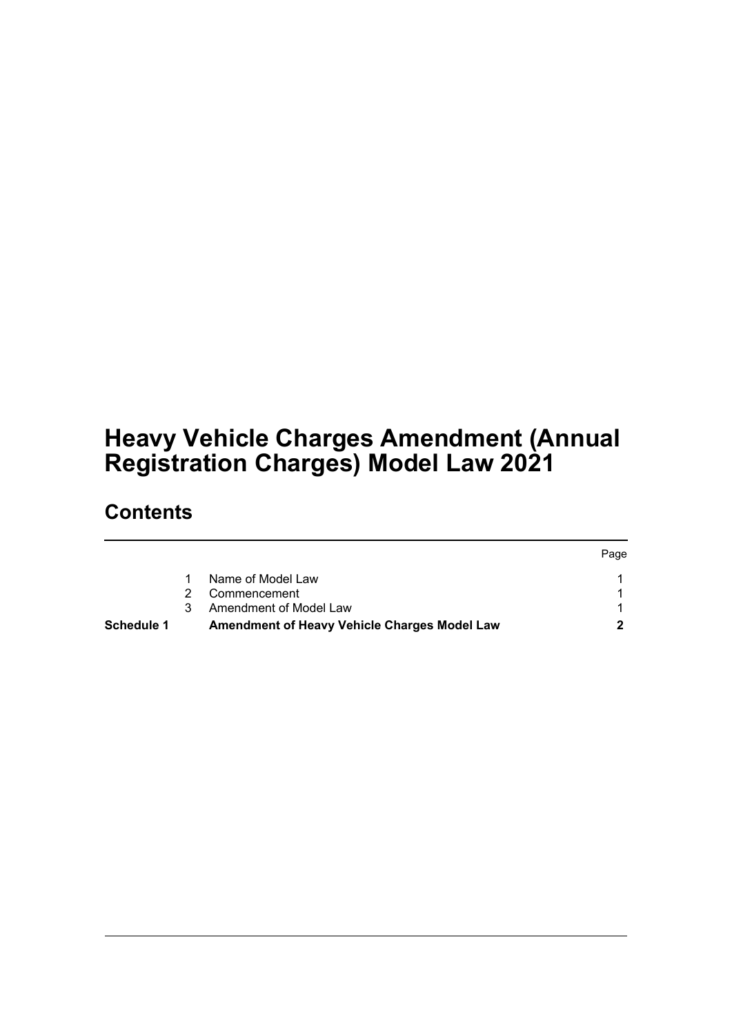# Heavy Vehicle Charges Amendment (Annual Registration Charges) Model Law 2021

## Contents

| | | | Page |
|---|---|---|---|
| | 1 | Name of Model Law | 1 |
| | 2 | Commencement | 1 |
| | 3 | Amendment of Model Law | 1 |
| **Schedule 1** | | **Amendment of Heavy Vehicle Charges Model Law** | **2** |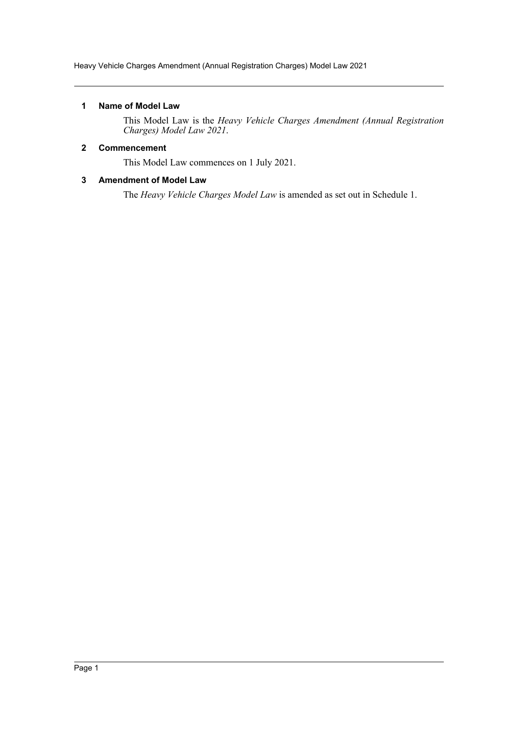## 1 Name of Model Law

This Model Law is the *Heavy Vehicle Charges Amendment (Annual Registration Charges) Model Law 2021*.

## 2 Commencement

This Model Law commences on 1 July 2021.

## 3 Amendment of Model Law

The *Heavy Vehicle Charges Model Law* is amended as set out in Schedule 1.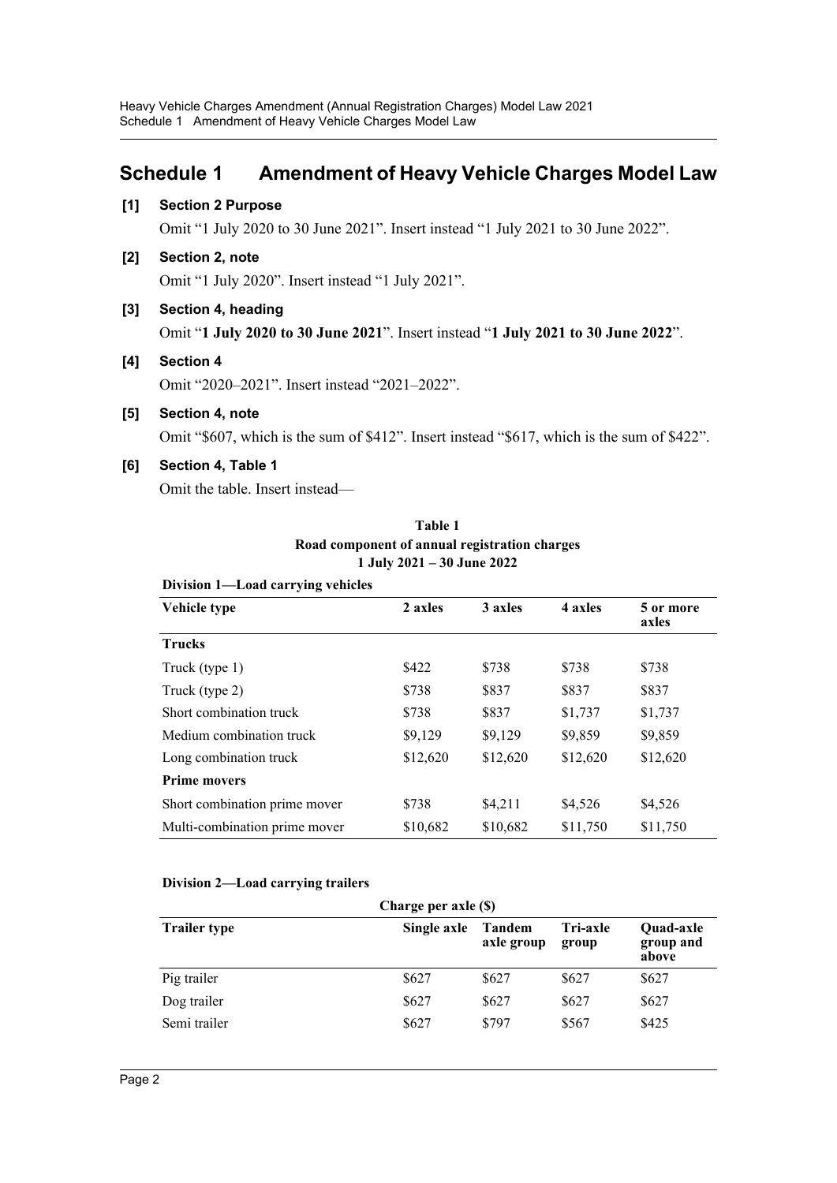## Schedule 1 Amendment of Heavy Vehicle Charges Model Law

**[1] Section 2 Purpose**

Omit "1 July 2020 to 30 June 2021". Insert instead "1 July 2021 to 30 June 2022".

**[2] Section 2, note**

Omit "1 July 2020". Insert instead "1 July 2021".

**[3] Section 4, heading**

Omit "**1 July 2020 to 30 June 2021**". Insert instead "**1 July 2021 to 30 June 2022**".

**[4] Section 4**

Omit "2020–2021". Insert instead "2021–2022".

**[5] Section 4, note**

Omit "$607, which is the sum of $412". Insert instead "$617, which is the sum of $422".

**[6] Section 4, Table 1**

Omit the table. Insert instead—

**Table 1**
**Road component of annual registration charges**
**1 July 2021 – 30 June 2022**

**Division 1—Load carrying vehicles**

| Vehicle type | 2 axles | 3 axles | 4 axles | 5 or more axles |
|---|---|---|---|---|
| **Trucks** | | | | |
| Truck (type 1) | $422 | $738 | $738 | $738 |
| Truck (type 2) | $738 | $837 | $837 | $837 |
| Short combination truck | $738 | $837 | $1,737 | $1,737 |
| Medium combination truck | $9,129 | $9,129 | $9,859 | $9,859 |
| Long combination truck | $12,620 | $12,620 | $12,620 | $12,620 |
| **Prime movers** | | | | |
| Short combination prime mover | $738 | $4,211 | $4,526 | $4,526 |
| Multi-combination prime mover | $10,682 | $10,682 | $11,750 | $11,750 |

**Division 2—Load carrying trailers**

| | Charge per axle ($) | | | |
|---|---|---|---|---|
| **Trailer type** | **Single axle** | **Tandem axle group** | **Tri-axle group** | **Quad-axle group and above** |
| Pig trailer | $627 | $627 | $627 | $627 |
| Dog trailer | $627 | $627 | $627 | $627 |
| Semi trailer | $627 | $797 | $567 | $425 |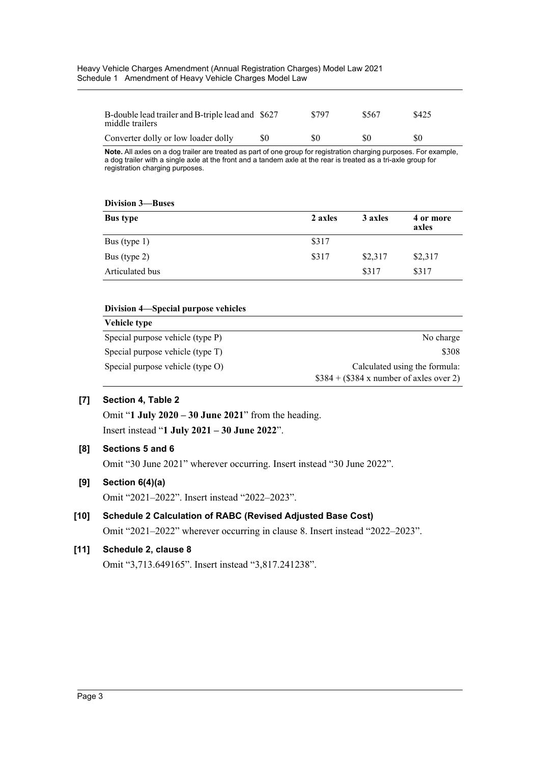| | | | | |
|---|---|---|---|---|
| B-double lead trailer and B-triple lead and middle trailers | \$627 | \$797 | \$567 | \$425 |
| Converter dolly or low loader dolly | \$0 | \$0 | \$0 | \$0 |

**Note.** All axles on a dog trailer are treated as part of one group for registration charging purposes. For example, a dog trailer with a single axle at the front and a tandem axle at the rear is treated as a tri-axle group for registration charging purposes.

**Division 3—Buses**

| Bus type | 2 axles | 3 axles | 4 or more axles |
|---|---|---|---|
| Bus (type 1) | \$317 | | |
| Bus (type 2) | \$317 | \$2,317 | \$2,317 |
| Articulated bus | | \$317 | \$317 |

**Division 4—Special purpose vehicles**

| Vehicle type | |
|---|---|
| Special purpose vehicle (type P) | No charge |
| Special purpose vehicle (type T) | \$308 |
| Special purpose vehicle (type O) | Calculated using the formula: \$384 + (\$384 x number of axles over 2) |

**[7] Section 4, Table 2**

Omit "**1 July 2020 – 30 June 2021**" from the heading.
Insert instead "**1 July 2021 – 30 June 2022**".

**[8] Sections 5 and 6**

Omit "30 June 2021" wherever occurring. Insert instead "30 June 2022".

**[9] Section 6(4)(a)**

Omit "2021–2022". Insert instead "2022–2023".

**[10] Schedule 2 Calculation of RABC (Revised Adjusted Base Cost)**

Omit "2021–2022" wherever occurring in clause 8. Insert instead "2022–2023".

**[11] Schedule 2, clause 8**

Omit "3,713.649165". Insert instead "3,817.241238".